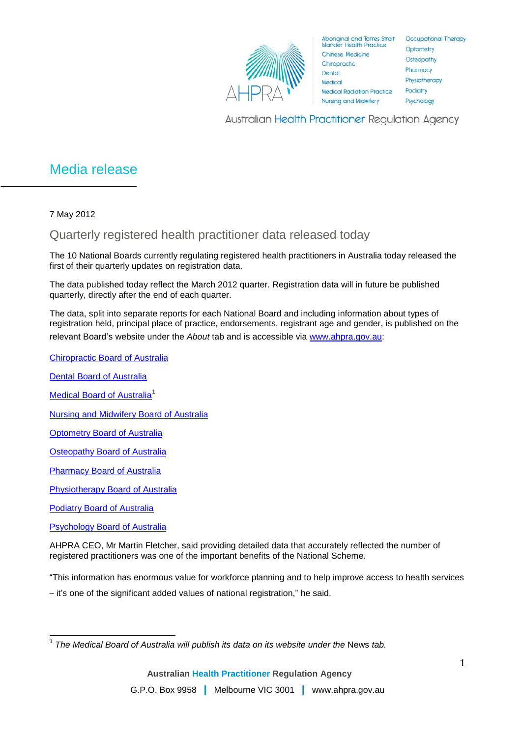Aboriginal and Torres Strait Islander Health Practice
Chinese Medicine
Chiropractic
Dental
Medical
Medical Radiation Practice
Nursing and Midwifery
Occupational Therapy
Optometry
Osteopathy
Pharmacy
Physiotherapy
Podiatry
Psychology

Australian Health Practitioner Regulation Agency

# Media release

7 May 2012

## Quarterly registered health practitioner data released today

The 10 National Boards currently regulating registered health practitioners in Australia today released the first of their quarterly updates on registration data.

The data published today reflect the March 2012 quarter. Registration data will in future be published quarterly, directly after the end of each quarter.

The data, split into separate reports for each National Board and including information about types of registration held, principal place of practice, endorsements, registrant age and gender, is published on the relevant Board's website under the *About* tab and is accessible via www.ahpra.gov.au:

Chiropractic Board of Australia

Dental Board of Australia

Medical Board of Australia[1]

Nursing and Midwifery Board of Australia

Optometry Board of Australia

Osteopathy Board of Australia

Pharmacy Board of Australia

Physiotherapy Board of Australia

Podiatry Board of Australia

Psychology Board of Australia

AHPRA CEO, Mr Martin Fletcher, said providing detailed data that accurately reflected the number of registered practitioners was one of the important benefits of the National Scheme.

"This information has enormous value for workforce planning and to help improve access to health services – it's one of the significant added values of national registration," he said.

[1] *The Medical Board of Australia will publish its data on its website under the* News *tab.*

Australian Health Practitioner Regulation Agency

G.P.O. Box 9958 | Melbourne VIC 3001 | www.ahpra.gov.au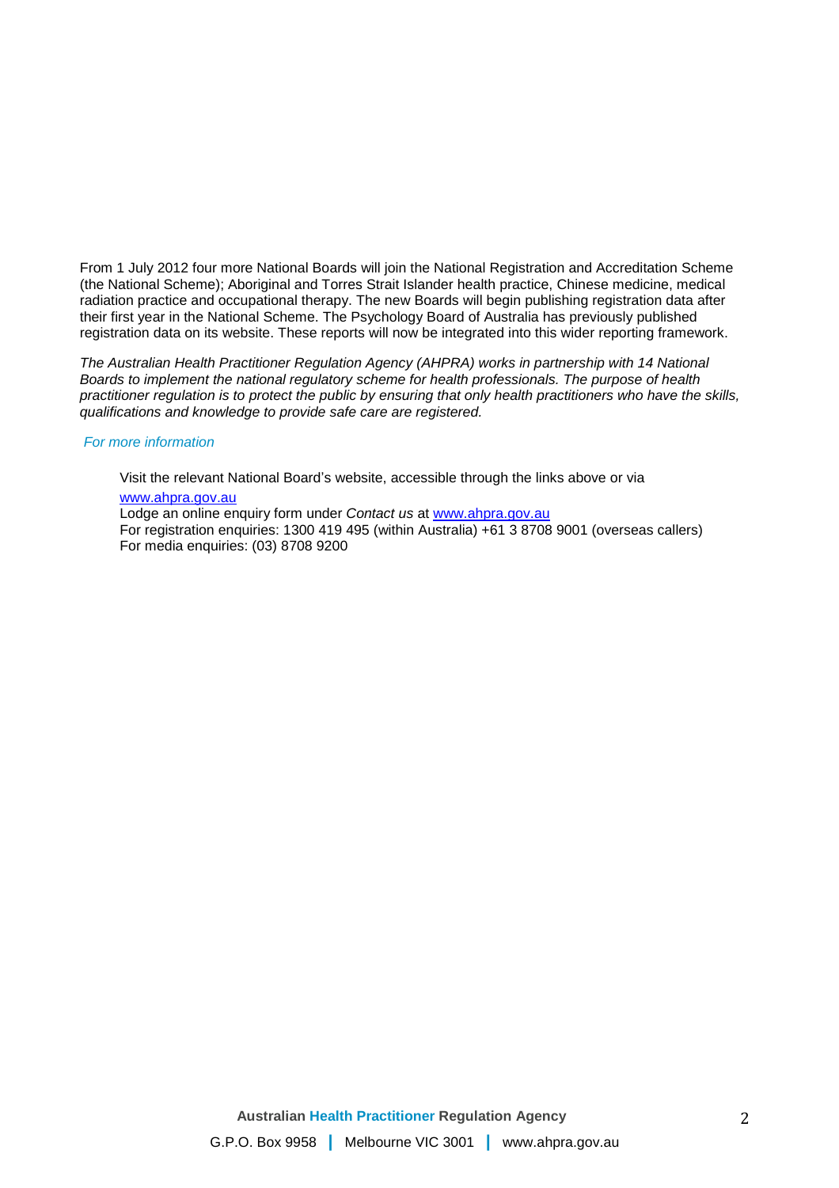From 1 July 2012 four more National Boards will join the National Registration and Accreditation Scheme (the National Scheme); Aboriginal and Torres Strait Islander health practice, Chinese medicine, medical radiation practice and occupational therapy. The new Boards will begin publishing registration data after their first year in the National Scheme. The Psychology Board of Australia has previously published registration data on its website. These reports will now be integrated into this wider reporting framework.

*The Australian Health Practitioner Regulation Agency (AHPRA) works in partnership with 14 National Boards to implement the national regulatory scheme for health professionals. The purpose of health practitioner regulation is to protect the public by ensuring that only health practitioners who have the skills, qualifications and knowledge to provide safe care are registered.*

*For more information*

Visit the relevant National Board's website, accessible through the links above or via www.ahpra.gov.au
Lodge an online enquiry form under *Contact us* at www.ahpra.gov.au
For registration enquiries: 1300 419 495 (within Australia) +61 3 8708 9001 (overseas callers)
For media enquiries: (03) 8708 9200